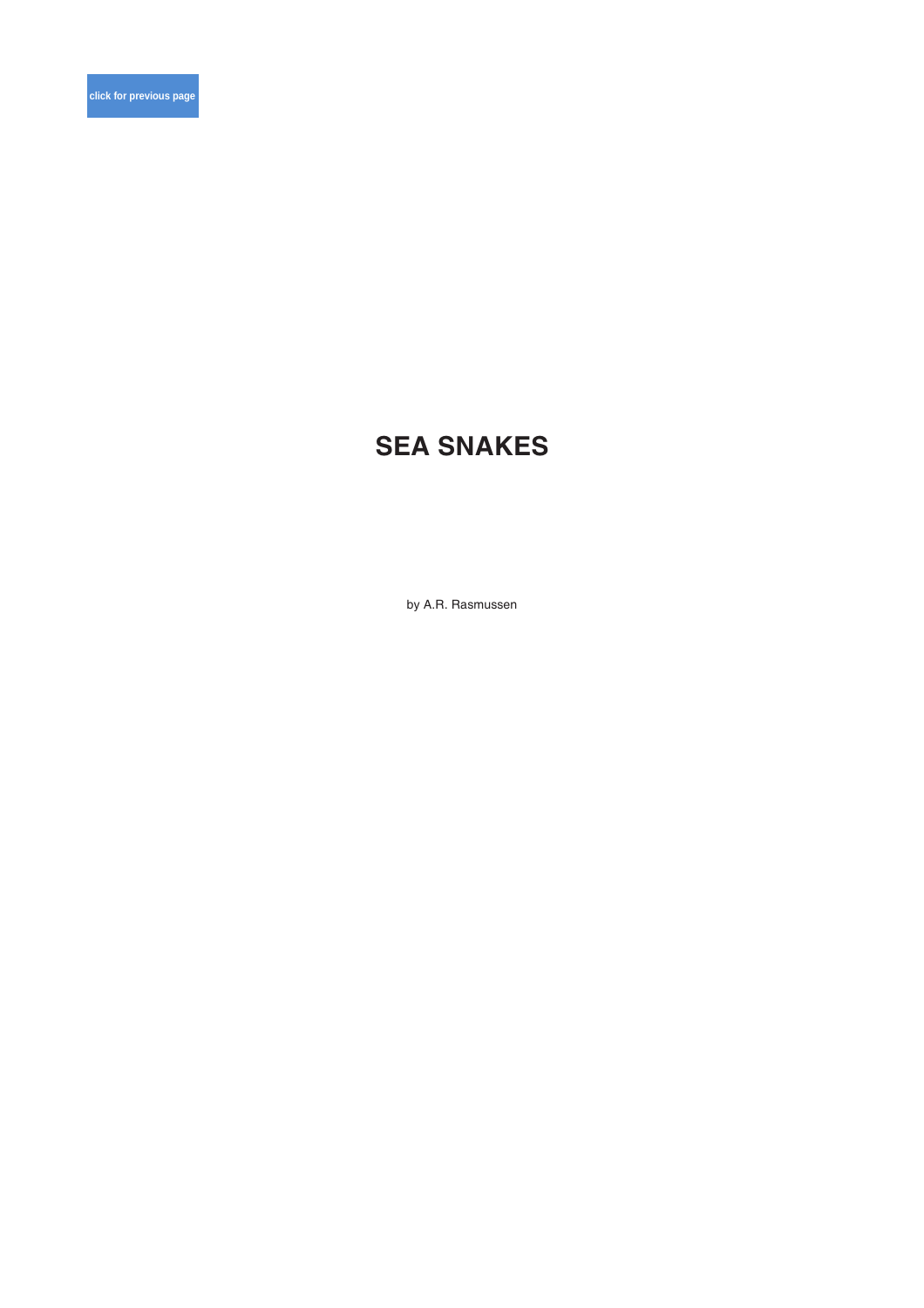# SEA SNAKES

by A.R. Rasmussen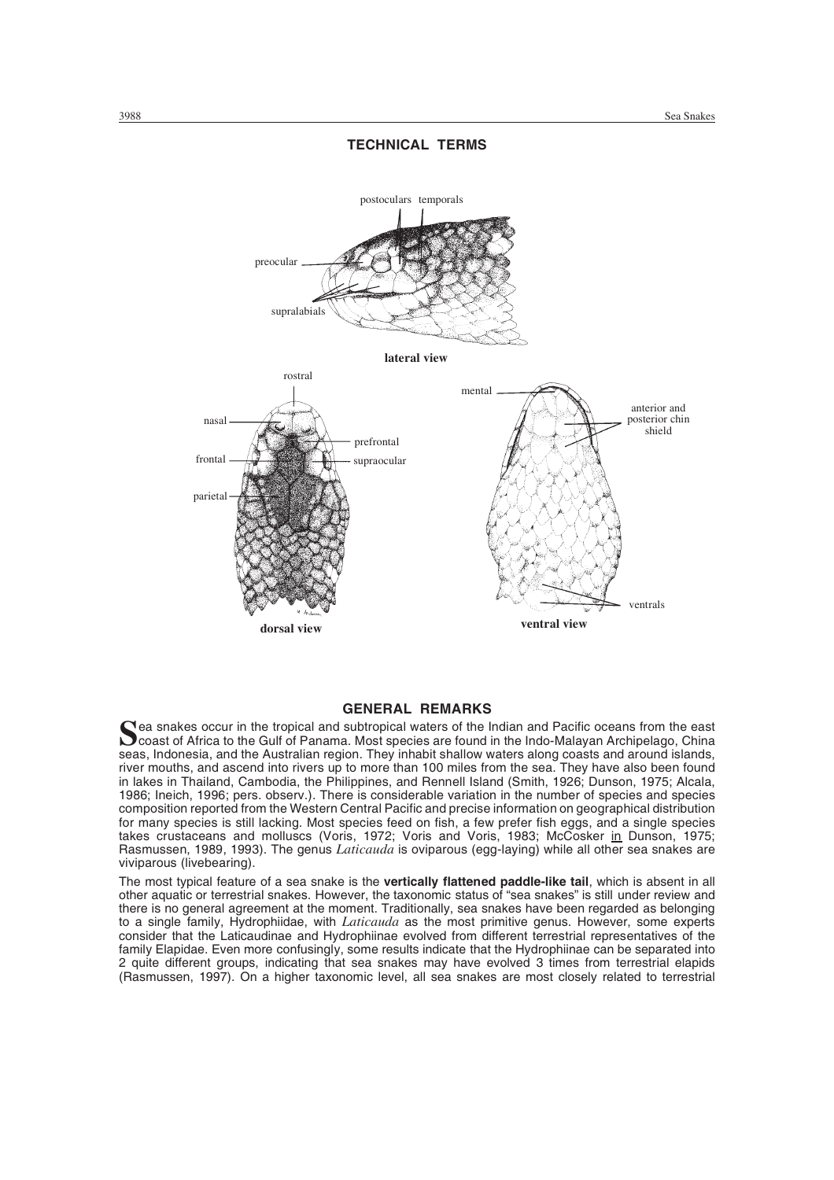## TECHNICAL TERMS

postoculars temporals

preocular

supralabials

**lateral view**

rostral

nasal

prefrontal

frontal

supraocular

parietal

**dorsal view**

mental

anterior and posterior chin shield

ventrals

**ventral view**

## GENERAL REMARKS

**S**ea snakes occur in the tropical and subtropical waters of the Indian and Pacific oceans from the east coast of Africa to the Gulf of Panama. Most species are found in the Indo-Malayan Archipelago, China seas, Indonesia, and the Australian region. They inhabit shallow waters along coasts and around islands, river mouths, and ascend into rivers up to more than 100 miles from the sea. They have also been found in lakes in Thailand, Cambodia, the Philippines, and Rennell Island (Smith, 1926; Dunson, 1975; Alcala, 1986; Ineich, 1996; pers. observ.). There is considerable variation in the number of species and species composition reported from the Western Central Pacific and precise information on geographical distribution for many species is still lacking. Most species feed on fish, a few prefer fish eggs, and a single species takes crustaceans and molluscs (Voris, 1972; Voris and Voris, 1983; McCosker in Dunson, 1975; Rasmussen, 1989, 1993). The genus *Laticauda* is oviparous (egg-laying) while all other sea snakes are viviparous (livebearing).

The most typical feature of a sea snake is the **vertically flattened paddle-like tail**, which is absent in all other aquatic or terrestrial snakes. However, the taxonomic status of "sea snakes" is still under review and there is no general agreement at the moment. Traditionally, sea snakes have been regarded as belonging to a single family, Hydrophiidae, with *Laticauda* as the most primitive genus. However, some experts consider that the Laticaudinae and Hydrophiinae evolved from different terrestrial representatives of the family Elapidae. Even more confusingly, some results indicate that the Hydrophiinae can be separated into 2 quite different groups, indicating that sea snakes may have evolved 3 times from terrestrial elapids (Rasmussen, 1997). On a higher taxonomic level, all sea snakes are most closely related to terrestrial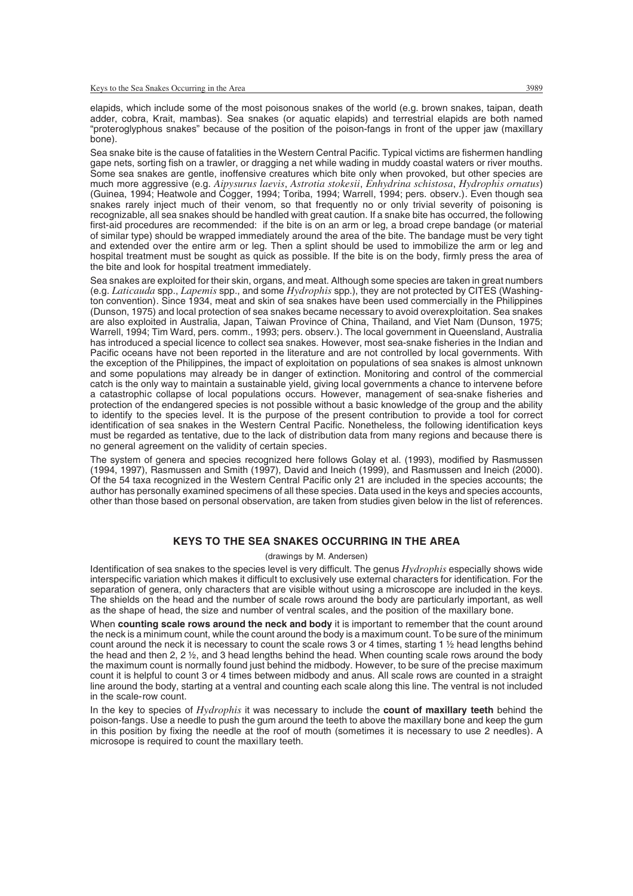elapids, which include some of the most poisonous snakes of the world (e.g. brown snakes, taipan, death adder, cobra, Krait, mambas). Sea snakes (or aquatic elapids) and terrestrial elapids are both named "proteroglyphous snakes" because of the position of the poison-fangs in front of the upper jaw (maxillary bone).

Sea snake bite is the cause of fatalities in the Western Central Pacific. Typical victims are fishermen handling gape nets, sorting fish on a trawler, or dragging a net while wading in muddy coastal waters or river mouths. Some sea snakes are gentle, inoffensive creatures which bite only when provoked, but other species are much more aggressive (e.g. *Aipysurus laevis*, *Astrotia stokesii*, *Enhydrina schistosa*, *Hydrophis ornatus*) (Guinea, 1994; Heatwole and Cogger, 1994; Toriba, 1994; Warrell, 1994; pers. observ.). Even though sea snakes rarely inject much of their venom, so that frequently no or only trivial severity of poisoning is recognizable, all sea snakes should be handled with great caution. If a snake bite has occurred, the following first-aid procedures are recommended: if the bite is on an arm or leg, a broad crepe bandage (or material of similar type) should be wrapped immediately around the area of the bite. The bandage must be very tight and extended over the entire arm or leg. Then a splint should be used to immobilize the arm or leg and hospital treatment must be sought as quick as possible. If the bite is on the body, firmly press the area of the bite and look for hospital treatment immediately.

Sea snakes are exploited for their skin, organs, and meat. Although some species are taken in great numbers (e.g. *Laticauda* spp., *Lapemis* spp., and some *Hydrophis* spp.), they are not protected by CITES (Washington convention). Since 1934, meat and skin of sea snakes have been used commercially in the Philippines (Dunson, 1975) and local protection of sea snakes became necessary to avoid overexploitation. Sea snakes are also exploited in Australia, Japan, Taiwan Province of China, Thailand, and Viet Nam (Dunson, 1975; Warrell, 1994; Tim Ward, pers. comm., 1993; pers. observ.). The local government in Queensland, Australia has introduced a special licence to collect sea snakes. However, most sea-snake fisheries in the Indian and Pacific oceans have not been reported in the literature and are not controlled by local governments. With the exception of the Philippines, the impact of exploitation on populations of sea snakes is almost unknown and some populations may already be in danger of extinction. Monitoring and control of the commercial catch is the only way to maintain a sustainable yield, giving local governments a chance to intervene before a catastrophic collapse of local populations occurs. However, management of sea-snake fisheries and protection of the endangered species is not possible without a basic knowledge of the group and the ability to identify to the species level. It is the purpose of the present contribution to provide a tool for correct identification of sea snakes in the Western Central Pacific. Nonetheless, the following identification keys must be regarded as tentative, due to the lack of distribution data from many regions and because there is no general agreement on the validity of certain species.

The system of genera and species recognized here follows Golay et al. (1993), modified by Rasmussen (1994, 1997), Rasmussen and Smith (1997), David and Ineich (1999), and Rasmussen and Ineich (2000). Of the 54 taxa recognized in the Western Central Pacific only 21 are included in the species accounts; the author has personally examined specimens of all these species. Data used in the keys and species accounts, other than those based on personal observation, are taken from studies given below in the list of references.

## KEYS TO THE SEA SNAKES OCCURRING IN THE AREA

(drawings by M. Andersen)

Identification of sea snakes to the species level is very difficult. The genus *Hydrophis* especially shows wide interspecific variation which makes it difficult to exclusively use external characters for identification. For the separation of genera, only characters that are visible without using a microscope are included in the keys. The shields on the head and the number of scale rows around the body are particularly important, as well as the shape of head, the size and number of ventral scales, and the position of the maxillary bone.

When **counting scale rows around the neck and body** it is important to remember that the count around the neck is a minimum count, while the count around the body is a maximum count. To be sure of the minimum count around the neck it is necessary to count the scale rows 3 or 4 times, starting 1 ½ head lengths behind the head and then 2, 2 ½, and 3 head lengths behind the head. When counting scale rows around the body the maximum count is normally found just behind the midbody. However, to be sure of the precise maximum count it is helpful to count 3 or 4 times between midbody and anus. All scale rows are counted in a straight line around the body, starting at a ventral and counting each scale along this line. The ventral is not included in the scale-row count.

In the key to species of *Hydrophis* it was necessary to include the **count of maxillary teeth** behind the poison-fangs. Use a needle to push the gum around the teeth to above the maxillary bone and keep the gum in this position by fixing the needle at the roof of mouth (sometimes it is necessary to use 2 needles). A microsope is required to count the maxillary teeth.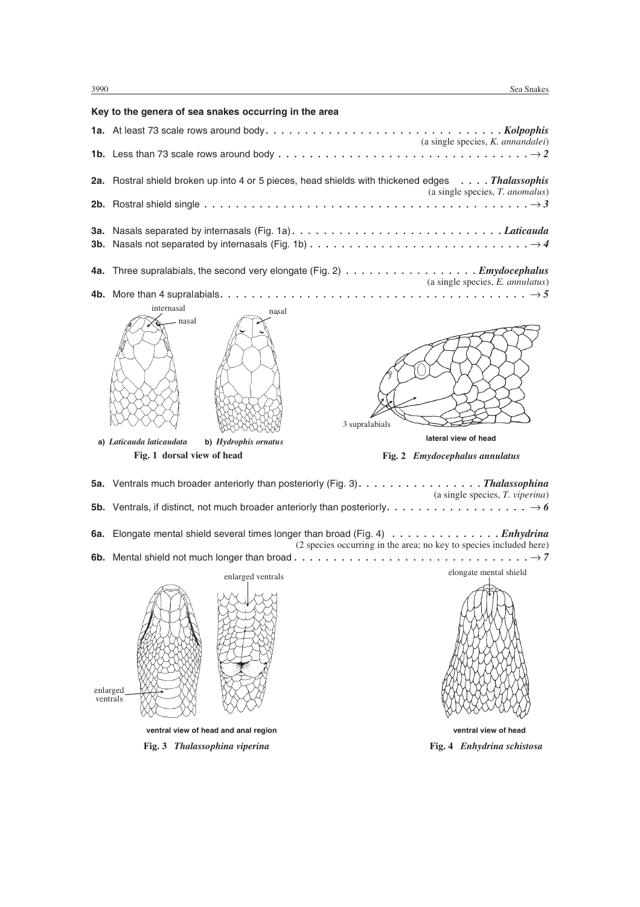**Key to the genera of sea snakes occurring in the area**

**1a.** At least 73 scale rows around body. . . . . . . . . . . . . . . . . . . . . . . . . . . . . . ***Kolpophis***
(a single species, *K. annandalei*)

**1b.** Less than 73 scale rows around body . . . . . . . . . . . . . . . . . . . . . . . . . . . . . . . → ***2***

**2a.** Rostral shield broken up into 4 or 5 pieces, head shields with thickened edges . . . . ***Thalassophis***
(a single species, *T. anomalus*)

**2b.** Rostral shield single . . . . . . . . . . . . . . . . . . . . . . . . . . . . . . . . . . . . . . → ***3***

**3a.** Nasals separated by internasals (Fig. 1a). . . . . . . . . . . . . . . . . . . . . . . . . . ***Laticauda***

**3b.** Nasals not separated by internasals (Fig. 1b) . . . . . . . . . . . . . . . . . . . . . . . . . . → ***4***

**4a.** Three supralabials, the second very elongate (Fig. 2) . . . . . . . . . . . . . . . . . ***Emydocephalus***
(a single species, *E. annulatus*)

**4b.** More than 4 supralabials. . . . . . . . . . . . . . . . . . . . . . . . . . . . . . . . . . . . . → ***5***

internasal, nasal

a) *Laticauda laticaudata* b) *Hydrophis ornatus*

**Fig. 1 dorsal view of head**

3 supralabials

lateral view of head

**Fig. 2** ***Emydocephalus annulatus***

**5a.** Ventrals much broader anteriorly than posteriorly (Fig. 3). . . . . . . . . . . . . . . . ***Thalassophina***
(a single species, *T. viperina*)

**5b.** Ventrals, if distinct, not much broader anteriorly than posteriorly. . . . . . . . . . . . . . . . . . → ***6***

**6a.** Elongate mental shield several times longer than broad (Fig. 4) . . . . . . . . . . . . . . ***Enhydrina***
(2 species occurring in the area; no key to species included here)

**6b.** Mental shield not much longer than broad . . . . . . . . . . . . . . . . . . . . . . . . . . . . . → ***7***

enlarged ventrals

ventral view of head and anal region

**Fig. 3** ***Thalassophina viperina***

elongate mental shield

ventral view of head

**Fig. 4** ***Enhydrina schistosa***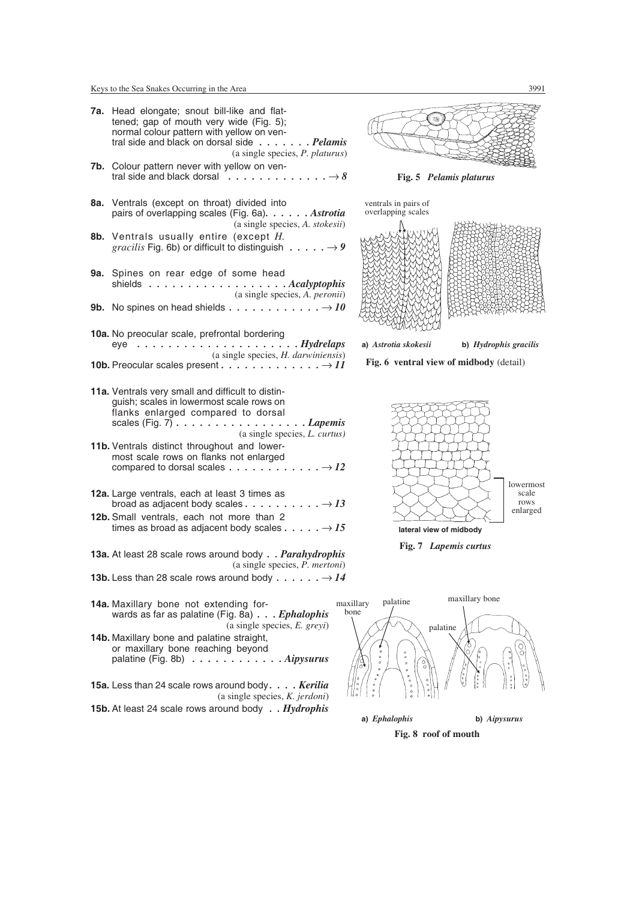**7a.** Head elongate; snout bill-like and flattened; gap of mouth very wide (Fig. 5); normal colour pattern with yellow on ventral side and black on dorsal side . . . . . . . ***Pelamis***
(a single species, *P. platurus*)

**7b.** Colour pattern never with yellow on ventral side and black dorsal . . . . . . . . . . . . . → *8*

**8a.** Ventrals (except on throat) divided into pairs of overlapping scales (Fig. 6a). . . . . . ***Astrotia***
(a single species, *A. stokesii*)

**8b.** Ventrals usually entire (except *H. gracilis* Fig. 6b) or difficult to distinguish . . . . . → *9*

**9a.** Spines on rear edge of some head shields . . . . . . . . . . . . . . . . . . ***Acalyptophis***
(a single species, *A. peronii*)

**9b.** No spines on head shields . . . . . . . . . . . . → *10*

**10a.** No preocular scale, prefrontal bordering eye . . . . . . . . . . . . . . . . . . . . . ***Hydrelaps***
(a single species, *H. darwiniensis*)

**10b.** Preocular scales present . . . . . . . . . . . . . → *11*

**11a.** Ventrals very small and difficult to distinguish; scales in lowermost scale rows on flanks enlarged compared to dorsal scales (Fig. 7) . . . . . . . . . . . . . . . . . ***Lapemis***
(a single species, *L. curtus)*

**11b.** Ventrals distinct throughout and lowermost scale rows on flanks not enlarged compared to dorsal scales . . . . . . . . . . . . → *12*

**12a.** Large ventrals, each at least 3 times as broad as adjacent body scales . . . . . . . . . . → *13*

**12b.** Small ventrals, each not more than 2 times as broad as adjacent body scales . . . . . → *15*

**13a.** At least 28 scale rows around body . . ***Parahydrophis***
(a single species, *P. mertoni*)

**13b.** Less than 28 scale rows around body . . . . . . → *14*

**14a.** Maxillary bone not extending forwards as far as palatine (Fig. 8a) . . . ***Ephalophis***
(a single species, *E. greyi*)

**14b.** Maxillary bone and palatine straight, or maxillary bone reaching beyond palatine (Fig. 8b) . . . . . . . . . . . . ***Aipysurus***

**15a.** Less than 24 scale rows around body. . . . ***Kerilia***
(a single species, *K. jerdoni*)

**15b.** At least 24 scale rows around body . . ***Hydrophis***

**Fig. 5** ***Pelamis platurus***

ventrals in pairs of overlapping scales

**a)** ***Astrotia skokesii*** **b)** ***Hydrophis gracilis***

**Fig. 6 ventral view of midbody** (detail)

lowermost scale rows enlarged

**lateral view of midbody**

**Fig. 7** ***Lapemis curtus***

maxillary bone, palatine

**a)** ***Ephalophis*** **b)** ***Aipysurus***

**Fig. 8 roof of mouth**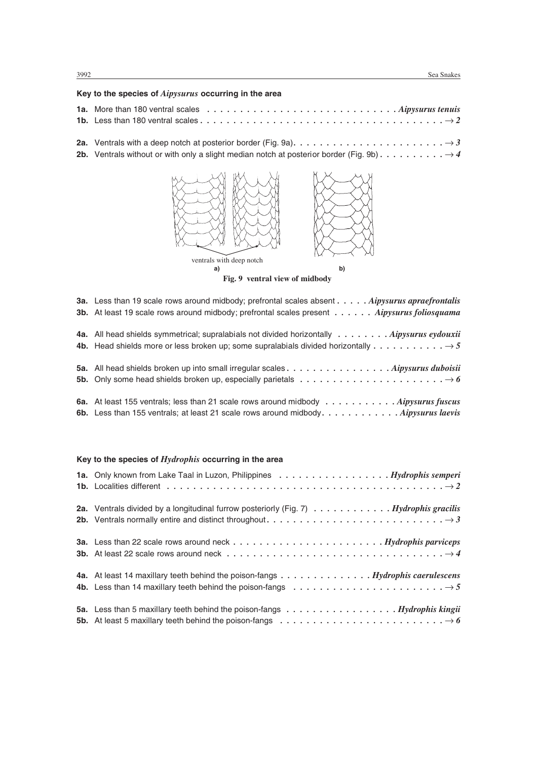### Key to the species of *Aipysurus* occurring in the area

**1a.** More than 180 ventral scales . . . . . . . . . . . . . . . . . . . . . . . . . . . . ***Aipysurus tenuis***
**1b.** Less than 180 ventral scales . . . . . . . . . . . . . . . . . . . . . . . . . . . . . . . . . . . . → ***2***

**2a.** Ventrals with a deep notch at posterior border (Fig. 9a). . . . . . . . . . . . . . . . . . . . . . . → ***3***
**2b.** Ventrals without or with only a slight median notch at posterior border (Fig. 9b) . . . . . . . . . . → ***4***

ventrals with deep notch

a) b)

**Fig. 9 ventral view of midbody**

**3a.** Less than 19 scale rows around midbody; prefrontal scales absent . . . . . ***Aipysurus apraefrontalis***
**3b.** At least 19 scale rows around midbody; prefrontal scales present . . . . . . ***Aipysurus foliosquama***

**4a.** All head shields symmetrical; supralabials not divided horizontally . . . . . . . . ***Aipysurus eydouxii***
**4b.** Head shields more or less broken up; some supralabials divided horizontally . . . . . . . . . . . → ***5***

**5a.** All head shields broken up into small irregular scales . . . . . . . . . . . . . . . . ***Aipysurus duboisii***
**5b.** Only some head shields broken up, especially parietals . . . . . . . . . . . . . . . . . . . . . . → ***6***

**6a.** At least 155 ventrals; less than 21 scale rows around midbody . . . . . . . . . . . ***Aipysurus fuscus***
**6b.** Less than 155 ventrals; at least 21 scale rows around midbody. . . . . . . . . . . . ***Aipysurus laevis***

### Key to the species of *Hydrophis* occurring in the area

**1a.** Only known from Lake Taal in Luzon, Philippines . . . . . . . . . . . . . . . . . ***Hydrophis semperi***
**1b.** Localities different . . . . . . . . . . . . . . . . . . . . . . . . . . . . . . . . . . . . . . . . → ***2***

**2a.** Ventrals divided by a longitudinal furrow posteriorly (Fig. 7) . . . . . . . . . . . . ***Hydrophis gracilis***
**2b.** Ventrals normally entire and distinct throughout. . . . . . . . . . . . . . . . . . . . . . . . . . . → ***3***

**3a.** Less than 22 scale rows around neck . . . . . . . . . . . . . . . . . . . . . . . ***Hydrophis parviceps***
**3b.** At least 22 scale rows around neck . . . . . . . . . . . . . . . . . . . . . . . . . . . . . . . . . → ***4***

**4a.** At least 14 maxillary teeth behind the poison-fangs . . . . . . . . . . . . . . ***Hydrophis caerulescens***
**4b.** Less than 14 maxillary teeth behind the poison-fangs . . . . . . . . . . . . . . . . . . . . . . . → ***5***

**5a.** Less than 5 maxillary teeth behind the poison-fangs . . . . . . . . . . . . . . . . . ***Hydrophis kingii***
**5b.** At least 5 maxillary teeth behind the poison-fangs . . . . . . . . . . . . . . . . . . . . . . . . . → ***6***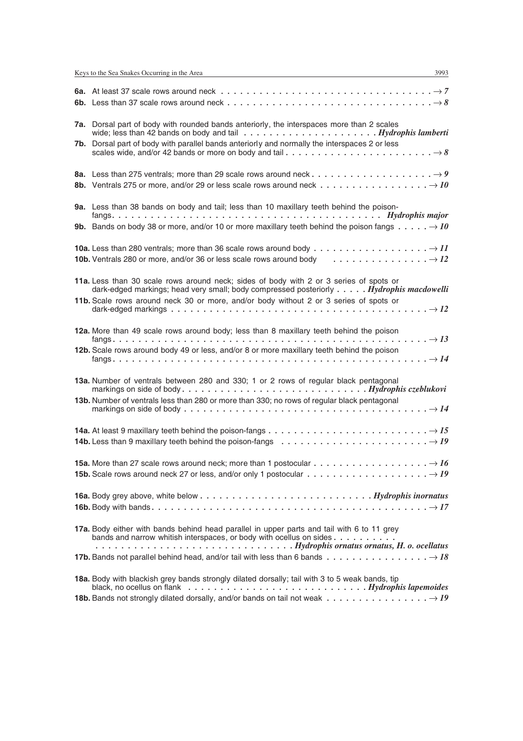**6a.** At least 37 scale rows around neck . . . . . . . . . . . . . . . . . . . . . . . . . . . . . . . . . . → *7*

**6b.** Less than 37 scale rows around neck . . . . . . . . . . . . . . . . . . . . . . . . . . . . . . . . . → *8*

**7a.** Dorsal part of body with rounded bands anteriorly, the interspaces more than 2 scales wide; less than 42 bands on body and tail . . . . . . . . . . . . . . . . . . . . *Hydrophis lamberti*

**7b.** Dorsal part of body with parallel bands anteriorly and normally the interspaces 2 or less scales wide, and/or 42 bands or more on body and tail . . . . . . . . . . . . . . . . . . . . . . → *8*

**8a.** Less than 275 ventrals; more than 29 scale rows around neck . . . . . . . . . . . . . . . . . . → *9*

**8b.** Ventrals 275 or more, and/or 29 or less scale rows around neck . . . . . . . . . . . . . . . . → *10*

**9a.** Less than 38 bands on body and tail; less than 10 maxillary teeth behind the poison-fangs. . . . . . . . . . . . . . . . . . . . . . . . . . . . . . . . . . . . . . . . *Hydrophis major*

**9b.** Bands on body 38 or more, and/or 10 or more maxillary teeth behind the poison fangs . . . . . → *10*

**10a.** Less than 280 ventrals; more than 36 scale rows around body . . . . . . . . . . . . . . . . . → *11*

**10b.** Ventrals 280 or more, and/or 36 or less scale rows around body . . . . . . . . . . . . . . . → *12*

**11a.** Less than 30 scale rows around neck; sides of body with 2 or 3 series of spots or dark-edged markings; head very small; body compressed posteriorly . . . . . *Hydrophis macdowelli*

**11b.** Scale rows around neck 30 or more, and/or body without 2 or 3 series of spots or dark-edged markings . . . . . . . . . . . . . . . . . . . . . . . . . . . . . . . . . . . . . → *12*

**12a.** More than 49 scale rows around body; less than 8 maxillary teeth behind the poison fangs. . . . . . . . . . . . . . . . . . . . . . . . . . . . . . . . . . . . . . . . . . . . . . . → *13*

**12b.** Scale rows around body 49 or less, and/or 8 or more maxillary teeth behind the poison fangs. . . . . . . . . . . . . . . . . . . . . . . . . . . . . . . . . . . . . . . . . . . . . . . → *14*

**13a.** Number of ventrals between 280 and 330; 1 or 2 rows of regular black pentagonal markings on side of body. . . . . . . . . . . . . . . . . . . . . . . . . . . . . *Hydrophis czeblukovi*

**13b.** Number of ventrals less than 280 or more than 330; no rows of regular black pentagonal markings on side of body . . . . . . . . . . . . . . . . . . . . . . . . . . . . . . . . . . . . . → *14*

**14a.** At least 9 maxillary teeth behind the poison-fangs . . . . . . . . . . . . . . . . . . . . . . . . → *15*

**14b.** Less than 9 maxillary teeth behind the poison-fangs . . . . . . . . . . . . . . . . . . . . . . → *19*

**15a.** More than 27 scale rows around neck; more than 1 postocular . . . . . . . . . . . . . . . . . → *16*

**15b.** Scale rows around neck 27 or less, and/or only 1 postocular . . . . . . . . . . . . . . . . . . → *19*

**16a.** Body grey above, white below . . . . . . . . . . . . . . . . . . . . . . . . . . *Hydrophis inornatus*

**16b.** Body with bands. . . . . . . . . . . . . . . . . . . . . . . . . . . . . . . . . . . . . . . . . . . . . → *17*

**17a.** Body either with bands behind head parallel in upper parts and tail with 6 to 11 grey bands and narrow whitish interspaces, or body with ocellus on sides . . . . . . . . . . . . . . . . . . . . . . . . . . . . . . . . . . . . . . . . . . . . . . . *Hydrophis ornatus ornatus, H. o. ocellatus*

**17b.** Bands not parallel behind head, and/or tail with less than 6 bands . . . . . . . . . . . . . . . → *18*

**18a.** Body with blackish grey bands strongly dilated dorsally; tail with 3 to 5 weak bands, tip black, no ocellus on flank . . . . . . . . . . . . . . . . . . . . . . . . . . . *Hydrophis lapemoides*

**18b.** Bands not strongly dilated dorsally, and/or bands on tail not weak . . . . . . . . . . . . . . . → *19*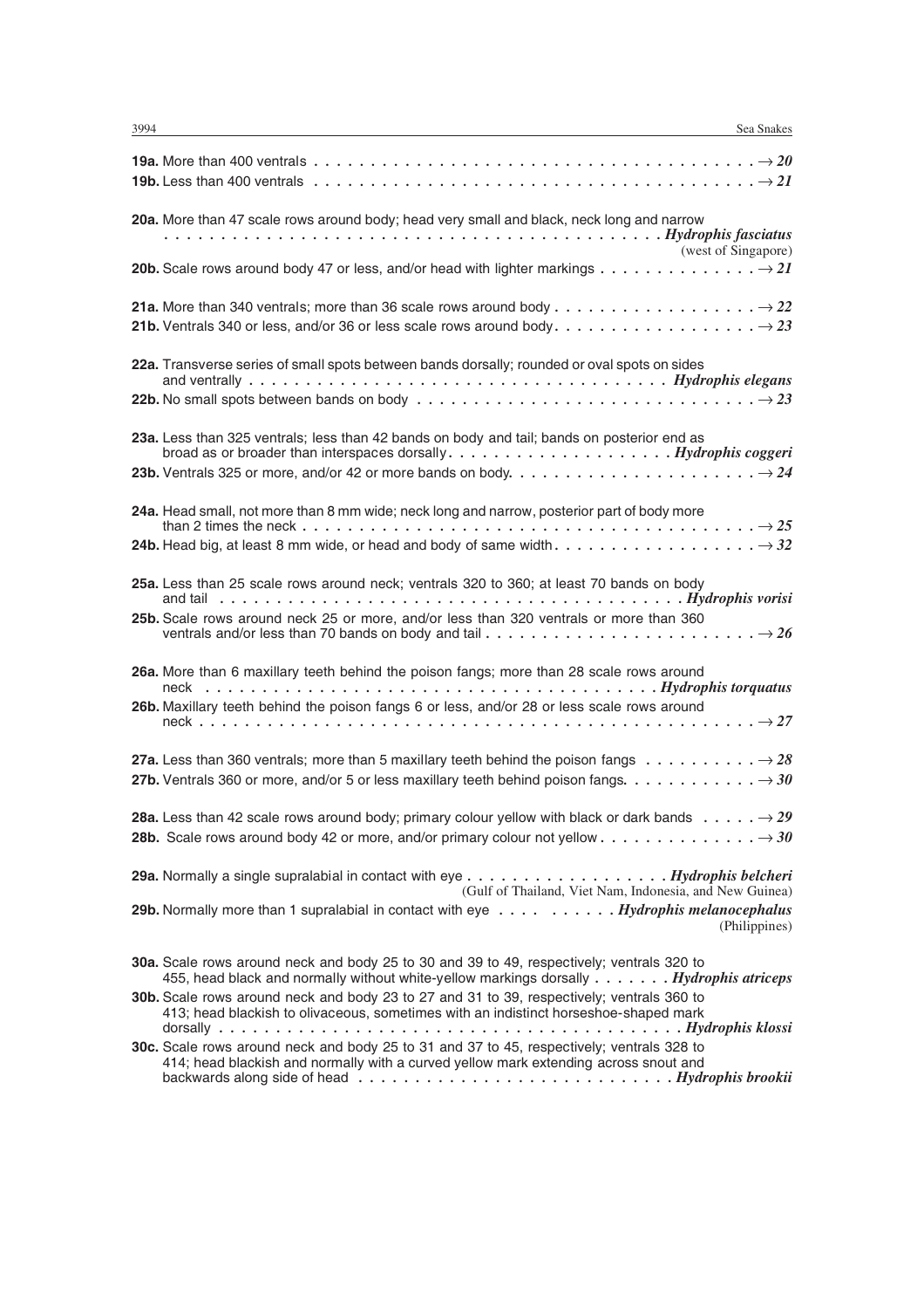**19a.** More than 400 ventrals . . . . . . . . . . . . . . . . . . . . . . . . . . . . . . . . . . . . . . . . → *20*

**19b.** Less than 400 ventrals . . . . . . . . . . . . . . . . . . . . . . . . . . . . . . . . . . . . . . . . → *21*

**20a.** More than 47 scale rows around body; head very small and black, neck long and narrow . . . . . . . . . . . . . . . . . . . . . . . . . . . . . . . . . . . . . . . . . . ***Hydrophis fasciatus*** (west of Singapore)

**20b.** Scale rows around body 47 or less, and/or head with lighter markings . . . . . . . . . . . . . . → *21*

**21a.** More than 340 ventrals; more than 36 scale rows around body . . . . . . . . . . . . . . . . . . → *22*

**21b.** Ventrals 340 or less, and/or 36 or less scale rows around body. . . . . . . . . . . . . . . . . . → *23*

**22a.** Transverse series of small spots between bands dorsally; rounded or oval spots on sides and ventrally . . . . . . . . . . . . . . . . . . . . . . . . . . . . . . . . . . . . ***Hydrophis elegans***

**22b.** No small spots between bands on body . . . . . . . . . . . . . . . . . . . . . . . . . . . . . . → *23*

**23a.** Less than 325 ventrals; less than 42 bands on body and tail; bands on posterior end as broad as or broader than interspaces dorsally. . . . . . . . . . . . . . . . . . . . ***Hydrophis coggeri***

**23b.** Ventrals 325 or more, and/or 42 or more bands on body. . . . . . . . . . . . . . . . . . . . . . → *24*

**24a.** Head small, not more than 8 mm wide; neck long and narrow, posterior part of body more than 2 times the neck . . . . . . . . . . . . . . . . . . . . . . . . . . . . . . . . . . . . . . . . → *25*

**24b.** Head big, at least 8 mm wide, or head and body of same width. . . . . . . . . . . . . . . . . . → *32*

**25a.** Less than 25 scale rows around neck; ventrals 320 to 360; at least 70 bands on body and tail . . . . . . . . . . . . . . . . . . . . . . . . . . . . . . . . . . . . . . . . ***Hydrophis vorisi***

**25b.** Scale rows around neck 25 or more, and/or less than 320 ventrals or more than 360 ventrals and/or less than 70 bands on body and tail . . . . . . . . . . . . . . . . . . . . . . . . → *26*

**26a.** More than 6 maxillary teeth behind the poison fangs; more than 28 scale rows around neck . . . . . . . . . . . . . . . . . . . . . . . . . . . . . . . . . . . . . . . ***Hydrophis torquatus***

**26b.** Maxillary teeth behind the poison fangs 6 or less, and/or 28 or less scale rows around neck . . . . . . . . . . . . . . . . . . . . . . . . . . . . . . . . . . . . . . . . . . . . . . . → *27*

**27a.** Less than 360 ventrals; more than 5 maxillary teeth behind the poison fangs . . . . . . . . . . → *28*

**27b.** Ventrals 360 or more, and/or 5 or less maxillary teeth behind poison fangs. . . . . . . . . . . . → *30*

**28a.** Less than 42 scale rows around body; primary colour yellow with black or dark bands . . . . . → *29*

**28b.** Scale rows around body 42 or more, and/or primary colour not yellow . . . . . . . . . . . . . . → *30*

**29a.** Normally a single supralabial in contact with eye . . . . . . . . . . . . . . . . . . ***Hydrophis belcheri*** (Gulf of Thailand, Viet Nam, Indonesia, and New Guinea)

**29b.** Normally more than 1 supralabial in contact with eye . . . . . . . . . . ***Hydrophis melanocephalus*** (Philippines)

**30a.** Scale rows around neck and body 25 to 30 and 39 to 49, respectively; ventrals 320 to 455, head black and normally without white-yellow markings dorsally . . . . . . . ***Hydrophis atriceps***

**30b.** Scale rows around neck and body 23 to 27 and 31 to 39, respectively; ventrals 360 to 413; head blackish to olivaceous, sometimes with an indistinct horseshoe-shaped mark dorsally . . . . . . . . . . . . . . . . . . . . . . . . . . . . . . . . . . . . . . . . . ***Hydrophis klossi***

**30c.** Scale rows around neck and body 25 to 31 and 37 to 45, respectively; ventrals 328 to 414; head blackish and normally with a curved yellow mark extending across snout and backwards along side of head . . . . . . . . . . . . . . . . . . . . . . . . . . . ***Hydrophis brookii***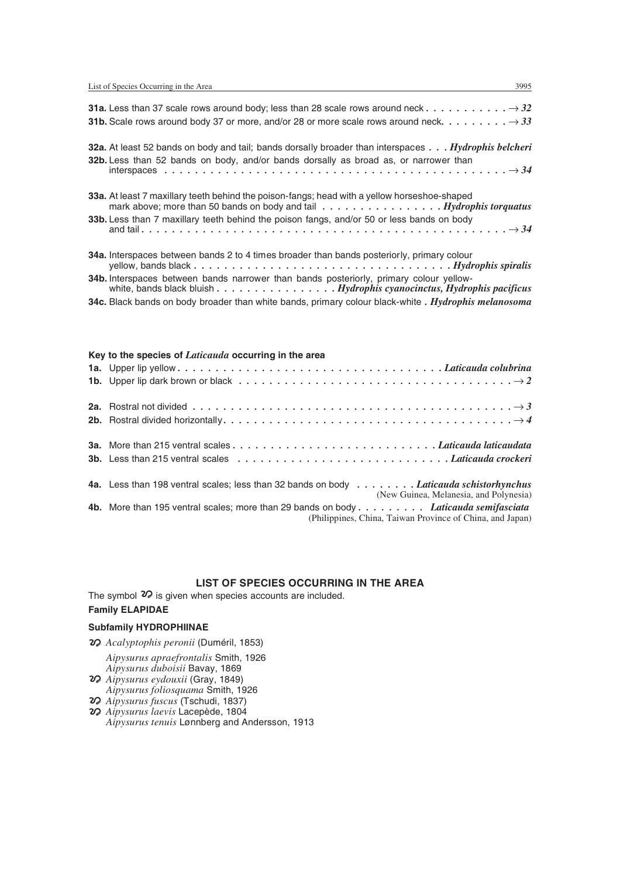**31a.** Less than 37 scale rows around body; less than 28 scale rows around neck . . . . . . . . . . . → *32*

**31b.** Scale rows around body 37 or more, and/or 28 or more scale rows around neck. . . . . . . . . → *33*

**32a.** At least 52 bands on body and tail; bands dorsally broader than interspaces . . . ***Hydrophis belcheri***

**32b.** Less than 52 bands on body, and/or bands dorsally as broad as, or narrower than interspaces . . . . . . . . . . . . . . . . . . . . . . . . . . . . . . . . . . . . . . . . . . . . . → *34*

**33a.** At least 7 maxillary teeth behind the poison-fangs; head with a yellow horseshoe-shaped mark above; more than 50 bands on body and tail . . . . . . . . . . . . . . . . ***Hydrophis torquatus***

**33b.** Less than 7 maxillary teeth behind the poison fangs, and/or 50 or less bands on body and tail . . . . . . . . . . . . . . . . . . . . . . . . . . . . . . . . . . . . . . . . . . . . . . . → *34*

**34a.** Interspaces between bands 2 to 4 times broader than bands posteriorly, primary colour yellow, bands black . . . . . . . . . . . . . . . . . . . . . . . . . . . . . . . . . ***Hydrophis spiralis***

**34b.** Interspaces between bands narrower than bands posteriorly, primary colour yellow-white, bands black bluish . . . . . . . . . . . . . . . . ***Hydrophis cyanocinctus, Hydrophis pacificus***

**34c.** Black bands on body broader than white bands, primary colour black-white . ***Hydrophis melanosoma***

### Key to the species of *Laticauda* occurring in the area

**1a.** Upper lip yellow . . . . . . . . . . . . . . . . . . . . . . . . . . . . . . . . . . . ***Laticauda colubrina***

**1b.** Upper lip dark brown or black . . . . . . . . . . . . . . . . . . . . . . . . . . . . . . . . . . → *2*

**2a.** Rostral not divided . . . . . . . . . . . . . . . . . . . . . . . . . . . . . . . . . . . . . . . . . → *3*

**2b.** Rostral divided horizontally. . . . . . . . . . . . . . . . . . . . . . . . . . . . . . . . . . . . → *4*

**3a.** More than 215 ventral scales . . . . . . . . . . . . . . . . . . . . . . . . . . ***Laticauda laticaudata***

**3b.** Less than 215 ventral scales . . . . . . . . . . . . . . . . . . . . . . . . . . . . ***Laticauda crockeri***

**4a.** Less than 198 ventral scales; less than 32 bands on body . . . . . . . . ***Laticauda schistorhynchus*** (New Guinea, Melanesia, and Polynesia)

**4b.** More than 195 ventral scales; more than 29 bands on body . . . . . . . . . ***Laticauda semifasciata*** (Philippines, China, Taiwan Province of China, and Japan)

## LIST OF SPECIES OCCURRING IN THE AREA

The symbol ☡ is given when species accounts are included.

**Family ELAPIDAE**

**Subfamily HYDROPHIINAE**

☡ *Acalyptophis peronii* (Duméril, 1853)

*Aipysurus apraefrontalis* Smith, 1926
*Aipysurus duboisii* Bavay, 1869
☡ *Aipysurus eydouxii* (Gray, 1849)
*Aipysurus foliosquama* Smith, 1926
☡ *Aipysurus fuscus* (Tschudi, 1837)
☡ *Aipysurus laevis* Lacepède, 1804
*Aipysurus tenuis* Lønnberg and Andersson, 1913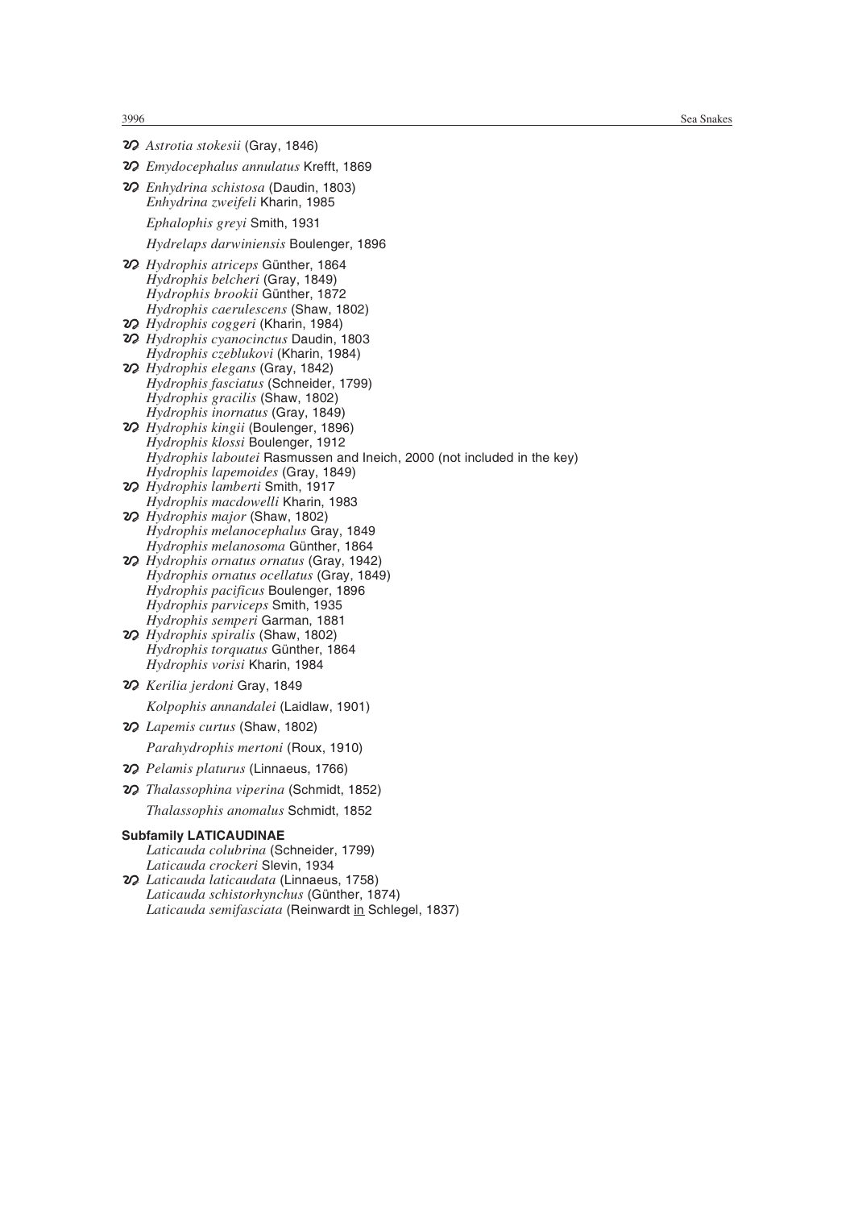ꝏ *Astrotia stokesii* (Gray, 1846)

ꝏ *Emydocephalus annulatus* Krefft, 1869

ꝏ *Enhydrina schistosa* (Daudin, 1803)
*Enhydrina zweifeli* Kharin, 1985

*Ephalophis greyi* Smith, 1931

*Hydrelaps darwiniensis* Boulenger, 1896

ꝏ *Hydrophis atriceps* Günther, 1864
*Hydrophis belcheri* (Gray, 1849)
*Hydrophis brookii* Günther, 1872
*Hydrophis caerulescens* (Shaw, 1802)
ꝏ *Hydrophis coggeri* (Kharin, 1984)
ꝏ *Hydrophis cyanocinctus* Daudin, 1803
*Hydrophis czeblukovi* (Kharin, 1984)
ꝏ *Hydrophis elegans* (Gray, 1842)
*Hydrophis fasciatus* (Schneider, 1799)
*Hydrophis gracilis* (Shaw, 1802)
*Hydrophis inornatus* (Gray, 1849)
ꝏ *Hydrophis kingii* (Boulenger, 1896)
*Hydrophis klossi* Boulenger, 1912
*Hydrophis laboutei* Rasmussen and Ineich, 2000 (not included in the key)
*Hydrophis lapemoides* (Gray, 1849)
ꝏ *Hydrophis lamberti* Smith, 1917
*Hydrophis macdowelli* Kharin, 1983
ꝏ *Hydrophis major* (Shaw, 1802)
*Hydrophis melanocephalus* Gray, 1849
*Hydrophis melanosoma* Günther, 1864
ꝏ *Hydrophis ornatus ornatus* (Gray, 1942)
*Hydrophis ornatus ocellatus* (Gray, 1849)
*Hydrophis pacificus* Boulenger, 1896
*Hydrophis parviceps* Smith, 1935
*Hydrophis semperi* Garman, 1881
ꝏ *Hydrophis spiralis* (Shaw, 1802)
*Hydrophis torquatus* Günther, 1864
*Hydrophis vorisi* Kharin, 1984

ꝏ *Kerilia jerdoni* Gray, 1849

*Kolpophis annandalei* (Laidlaw, 1901)

ꝏ *Lapemis curtus* (Shaw, 1802)

*Parahydrophis mertoni* (Roux, 1910)

ꝏ *Pelamis platurus* (Linnaeus, 1766)

ꝏ *Thalassophina viperina* (Schmidt, 1852)

*Thalassophis anomalus* Schmidt, 1852

**Subfamily LATICAUDINAE**

*Laticauda colubrina* (Schneider, 1799)
*Laticauda crockeri* Slevin, 1934
ꝏ *Laticauda laticaudata* (Linnaeus, 1758)
*Laticauda schistorhynchus* (Günther, 1874)
*Laticauda semifasciata* (Reinwardt in Schlegel, 1837)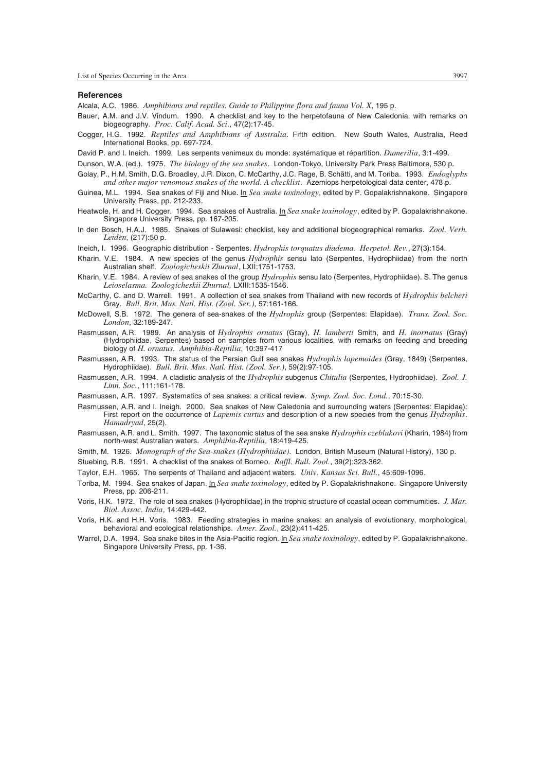## References

Alcala, A.C. 1986. *Amphibians and reptiles. Guide to Philippine flora and fauna Vol. X*, 195 p.

Bauer, A.M. and J.V. Vindum. 1990. A checklist and key to the herpetofauna of New Caledonia, with remarks on biogeography. *Proc. Calif. Acad. Sci*., 47(2):17-45.

Cogger, H.G. 1992. *Reptiles and Amphibians of Australia*. Fifth edition. New South Wales, Australia, Reed International Books, pp. 697-724.

David P. and I. Ineich. 1999. Les serpents venimeux du monde: systématique et répartition. *Dumerilia*, 3:1-499.

Dunson, W.A. (ed.). 1975. *The biology of the sea snakes*. London-Tokyo, University Park Press Baltimore, 530 p.

Golay, P., H.M. Smith, D.G. Broadley, J.R. Dixon, C. McCarthy, J.C. Rage, B. Schätti, and M. Toriba. 1993. *Endoglyphs and other major venomous snakes of the world. A checklist*. Azemiops herpetological data center, 478 p.

Guinea, M.L. 1994. Sea snakes of Fiji and Niue. In *Sea snake toxinology*, edited by P. Gopalakrishnakone. Singapore University Press, pp. 212-233.

Heatwole, H. and H. Cogger. 1994. Sea snakes of Australia. In *Sea snake toxinology*, edited by P. Gopalakrishnakone. Singapore University Press, pp. 167-205.

In den Bosch, H.A.J. 1985. Snakes of Sulawesi: checklist, key and additional biogeographical remarks. *Zool. Verh. Leiden*, (217):50 p.

Ineich, I. 1996. Geographic distribution - Serpentes. *Hydrophis torquatus diadema. Herpetol. Rev.*, 27(3):154.

Kharin, V.E. 1984. A new species of the genus *Hydrophis* sensu lato (Serpentes, Hydrophiidae) from the north Australian shelf. *Zoologicheskii Zhurnal*, LXII:1751-1753.

Kharin, V.E. 1984. A review of sea snakes of the group *Hydrophis* sensu lato (Serpentes, Hydrophiidae). S. The genus *Leioselasma. Zoologicheskii Zhurnal,* LXIII:1535-1546.

McCarthy, C. and D. Warrell. 1991. A collection of sea snakes from Thailand with new records of *Hydrophis belcheri* Gray. *Bull. Brit. Mus. Natl. Hist. (Zool. Ser.)*, 57:161-166.

McDowell, S.B. 1972. The genera of sea-snakes of the *Hydrophis* group (Serpentes: Elapidae). *Trans. Zool. Soc. London*, 32:189-247.

Rasmussen, A.R. 1989. An analysis of *Hydrophis ornatus* (Gray), *H. lamberti* Smith, and *H. inornatus* (Gray) (Hydrophiidae, Serpentes) based on samples from various localities, with remarks on feeding and breeding biology of *H. ornatus*. *Amphibia-Reptilia*, 10:397-417

Rasmussen, A.R. 1993. The status of the Persian Gulf sea snakes *Hydrophis lapemoides* (Gray, 1849) (Serpentes, Hydrophiidae). *Bull. Brit. Mus. Natl. Hist. (Zool. Ser.)*, 59(2):97-105.

Rasmussen, A.R. 1994. A cladistic analysis of the *Hydrophis* subgenus *Chitulia* (Serpentes, Hydrophiidae). *Zool. J. Linn. Soc.*, 111:161-178.

Rasmussen, A.R. 1997. Systematics of sea snakes: a critical review. *Symp. Zool. Soc. Lond.*, 70:15-30.

Rasmussen, A.R. and I. Ineigh. 2000. Sea snakes of New Caledonia and surrounding waters (Serpentes: Elapidae): First report on the occurrence of *Lapemis curtus* and description of a new species from the genus *Hydrophis*. *Hamadryad*, 25(2).

Rasmussen, A.R. and L. Smith. 1997. The taxonomic status of the sea snake *Hydrophis czeblukovi* (Kharin, 1984) from north-west Australian waters. *Amphibia-Reptilia*, 18:419-425.

Smith, M. 1926. *Monograph of the Sea-snakes (Hydrophiidae)*. London, British Museum (Natural History), 130 p.

Stuebing, R.B. 1991. A checklist of the snakes of Borneo. *Raffl. Bull. Zool.*, 39(2):323-362.

Taylor, E.H. 1965. The serpents of Thailand and adjacent waters. *Univ. Kansas Sci. Bull.*, 45:609-1096.

Toriba, M. 1994. Sea snakes of Japan. In *Sea snake toxinology*, edited by P. Gopalakrishnakone. Singapore University Press, pp. 206-211.

Voris, H.K. 1972. The role of sea snakes (Hydrophiidae) in the trophic structure of coastal ocean commumities. *J. Mar. Biol. Assoc. India*, 14:429-442.

Voris, H.K. and H.H. Voris. 1983. Feeding strategies in marine snakes: an analysis of evolutionary, morphological, behavioral and ecological relationships. *Amer. Zool.*, 23(2):411-425.

Warrel, D.A. 1994. Sea snake bites in the Asia-Pacific region. In *Sea snake toxinology*, edited by P. Gopalakrishnakone. Singapore University Press, pp. 1-36.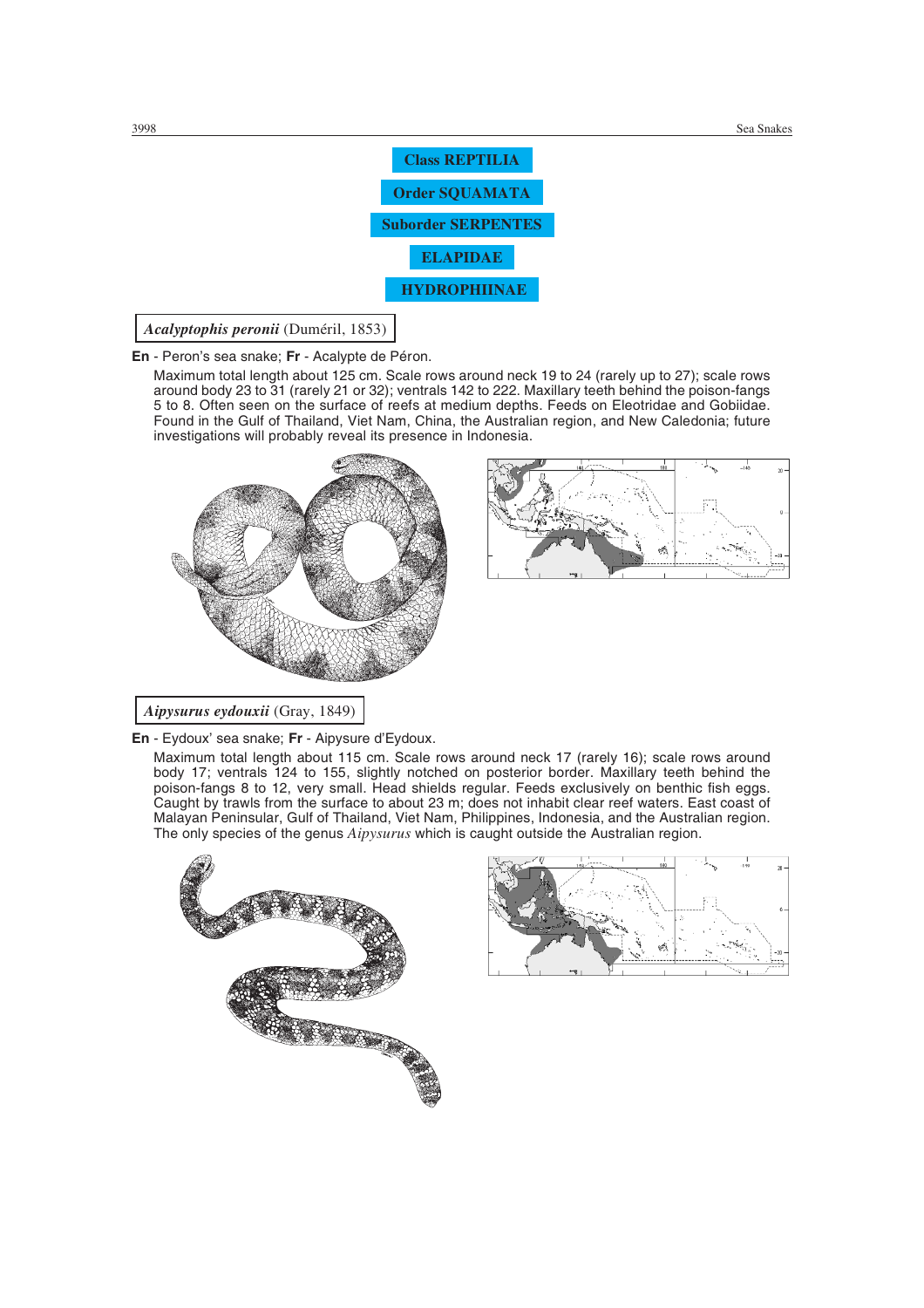# Class REPTILIA

## Order SQUAMATA

## Suborder SERPENTES

## ELAPIDAE

## HYDROPHIINAE

### *Acalyptophis peronii* (Duméril, 1853)

**En** - Peron's sea snake; **Fr** - Acalypte de Péron.

Maximum total length about 125 cm. Scale rows around neck 19 to 24 (rarely up to 27); scale rows around body 23 to 31 (rarely 21 or 32); ventrals 142 to 222. Maxillary teeth behind the poison-fangs 5 to 8. Often seen on the surface of reefs at medium depths. Feeds on Eleotridae and Gobiidae. Found in the Gulf of Thailand, Viet Nam, China, the Australian region, and New Caledonia; future investigations will probably reveal its presence in Indonesia.

### *Aipysurus eydouxii* (Gray, 1849)

**En** - Eydoux' sea snake; **Fr** - Aipysure d'Eydoux.

Maximum total length about 115 cm. Scale rows around neck 17 (rarely 16); scale rows around body 17; ventrals 124 to 155, slightly notched on posterior border. Maxillary teeth behind the poison-fangs 8 to 12, very small. Head shields regular. Feeds exclusively on benthic fish eggs. Caught by trawls from the surface to about 23 m; does not inhabit clear reef waters. East coast of Malayan Peninsular, Gulf of Thailand, Viet Nam, Philippines, Indonesia, and the Australian region. The only species of the genus *Aipysurus* which is caught outside the Australian region.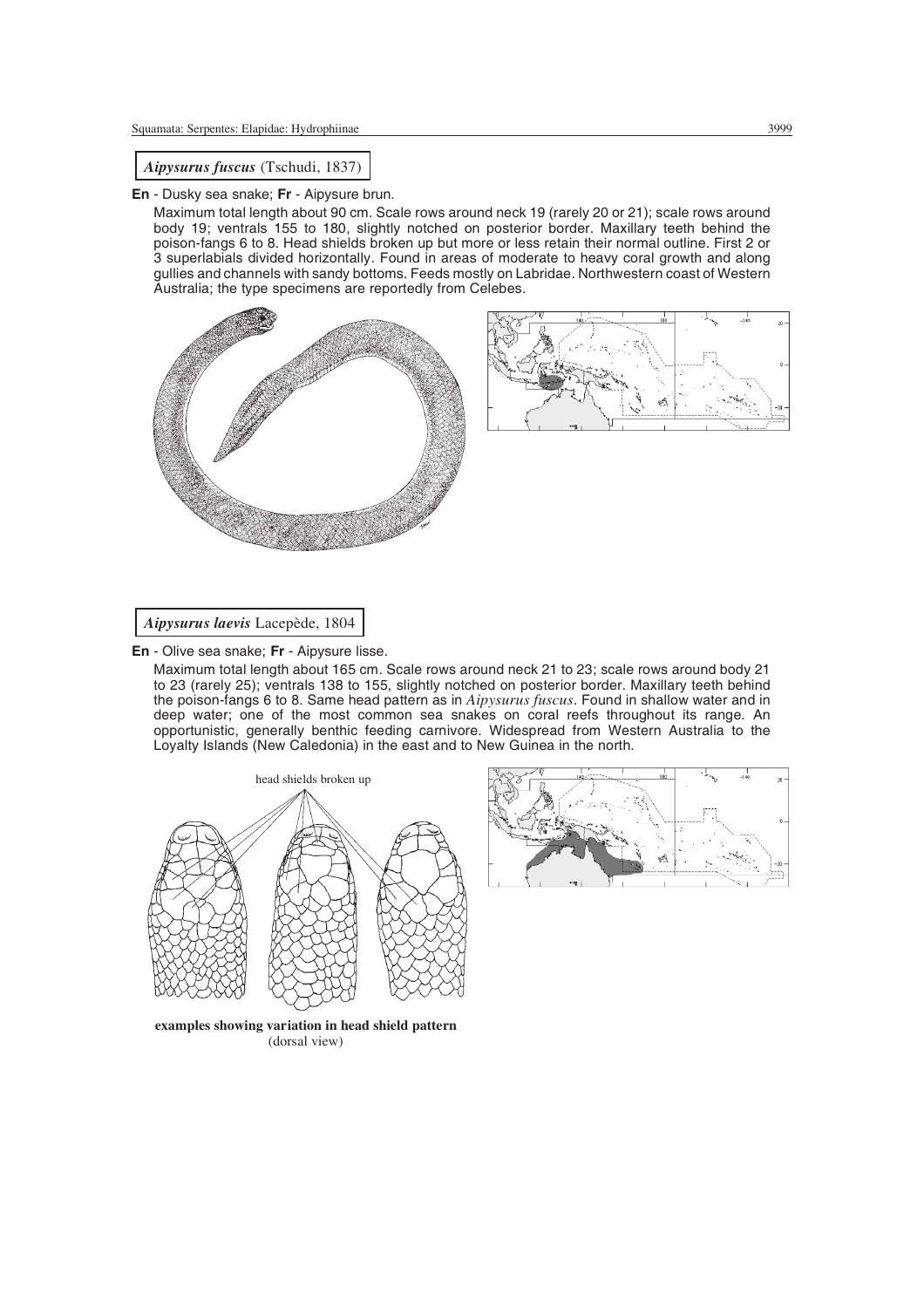### *Aipysurus fuscus* (Tschudi, 1837)

**En** - Dusky sea snake; **Fr** - Aipysure brun.

Maximum total length about 90 cm. Scale rows around neck 19 (rarely 20 or 21); scale rows around body 19; ventrals 155 to 180, slightly notched on posterior border. Maxillary teeth behind the poison-fangs 6 to 8. Head shields broken up but more or less retain their normal outline. First 2 or 3 superlabials divided horizontally. Found in areas of moderate to heavy coral growth and along gullies and channels with sandy bottoms. Feeds mostly on Labridae. Northwestern coast of Western Australia; the type specimens are reportedly from Celebes.

### *Aipysurus laevis* Lacepède, 1804

**En** - Olive sea snake; **Fr** - Aipysure lisse.

Maximum total length about 165 cm. Scale rows around neck 21 to 23; scale rows around body 21 to 23 (rarely 25); ventrals 138 to 155, slightly notched on posterior border. Maxillary teeth behind the poison-fangs 6 to 8. Same head pattern as in *Aipysurus fuscus*. Found in shallow water and in deep water; one of the most common sea snakes on coral reefs throughout its range. An opportunistic, generally benthic feeding carnivore. Widespread from Western Australia to the Loyalty Islands (New Caledonia) in the east and to New Guinea in the north.

head shields broken up

**examples showing variation in head shield pattern** (dorsal view)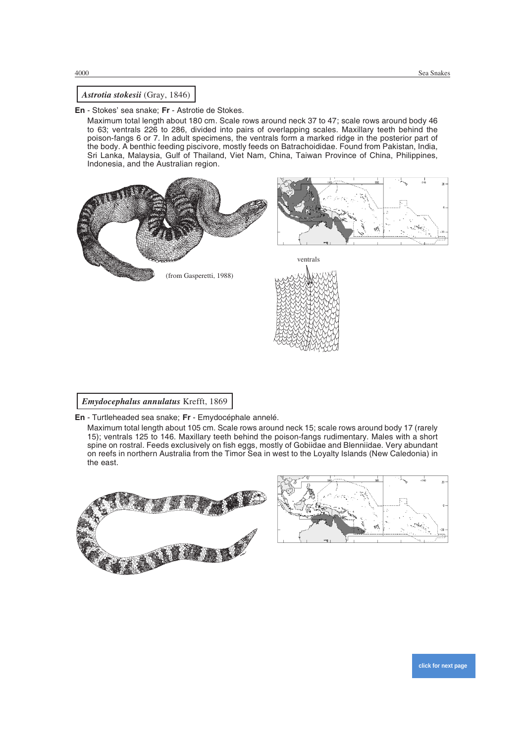## *Astrotia stokesii* (Gray, 1846)

**En** - Stokes' sea snake; **Fr** - Astrotie de Stokes.

Maximum total length about 180 cm. Scale rows around neck 37 to 47; scale rows around body 46 to 63; ventrals 226 to 286, divided into pairs of overlapping scales. Maxillary teeth behind the poison-fangs 6 or 7. In adult specimens, the ventrals form a marked ridge in the posterior part of the body. A benthic feeding piscivore, mostly feeds on Batrachoididae. Found from Pakistan, India, Sri Lanka, Malaysia, Gulf of Thailand, Viet Nam, China, Taiwan Province of China, Philippines, Indonesia, and the Australian region.

(from Gasperetti, 1988)

ventrals

## *Emydocephalus annulatus* Krefft, 1869

**En** - Turtleheaded sea snake; **Fr** - Emydocéphale annelé.

Maximum total length about 105 cm. Scale rows around neck 15; scale rows around body 17 (rarely 15); ventrals 125 to 146. Maxillary teeth behind the poison-fangs rudimentary. Males with a short spine on rostral. Feeds exclusively on fish eggs, mostly of Gobiidae and Blenniidae. Very abundant on reefs in northern Australia from the Timor Sea in west to the Loyalty Islands (New Caledonia) in the east.